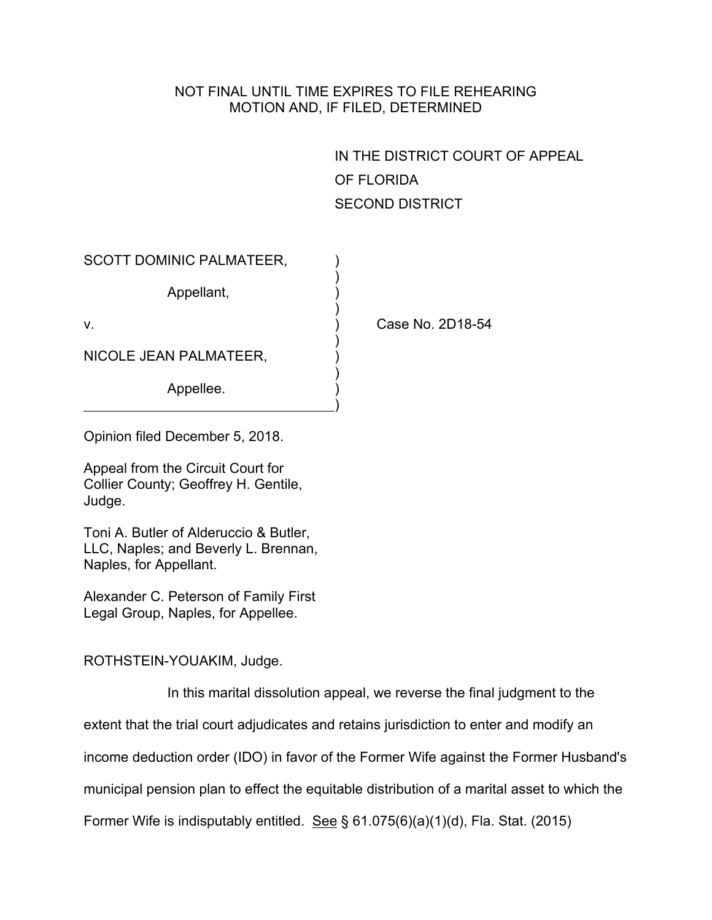NOT FINAL UNTIL TIME EXPIRES TO FILE REHEARING
MOTION AND, IF FILED, DETERMINED

IN THE DISTRICT COURT OF APPEAL
OF FLORIDA
SECOND DISTRICT

SCOTT DOMINIC PALMATEER,

Appellant,

v.

NICOLE JEAN PALMATEER,

Appellee.

Case No. 2D18-54

Opinion filed December 5, 2018.

Appeal from the Circuit Court for Collier County; Geoffrey H. Gentile, Judge.

Toni A. Butler of Alderuccio & Butler, LLC, Naples; and Beverly L. Brennan, Naples, for Appellant.

Alexander C. Peterson of Family First Legal Group, Naples, for Appellee.

ROTHSTEIN-YOUAKIM, Judge.

In this marital dissolution appeal, we reverse the final judgment to the extent that the trial court adjudicates and retains jurisdiction to enter and modify an income deduction order (IDO) in favor of the Former Wife against the Former Husband's municipal pension plan to effect the equitable distribution of a marital asset to which the Former Wife is indisputably entitled. See § 61.075(6)(a)(1)(d), Fla. Stat. (2015)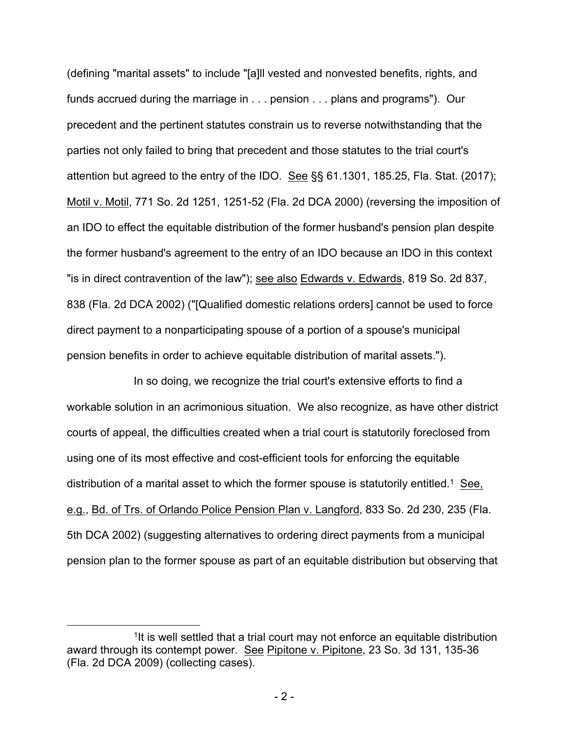(defining "marital assets" to include "[a]ll vested and nonvested benefits, rights, and funds accrued during the marriage in . . . pension . . . plans and programs"). Our precedent and the pertinent statutes constrain us to reverse notwithstanding that the parties not only failed to bring that precedent and those statutes to the trial court's attention but agreed to the entry of the IDO. See §§ 61.1301, 185.25, Fla. Stat. (2017); Motil v. Motil, 771 So. 2d 1251, 1251-52 (Fla. 2d DCA 2000) (reversing the imposition of an IDO to effect the equitable distribution of the former husband's pension plan despite the former husband's agreement to the entry of an IDO because an IDO in this context "is in direct contravention of the law"); see also Edwards v. Edwards, 819 So. 2d 837, 838 (Fla. 2d DCA 2002) ("[Qualified domestic relations orders] cannot be used to force direct payment to a nonparticipating spouse of a portion of a spouse's municipal pension benefits in order to achieve equitable distribution of marital assets.").

In so doing, we recognize the trial court's extensive efforts to find a workable solution in an acrimonious situation. We also recognize, as have other district courts of appeal, the difficulties created when a trial court is statutorily foreclosed from using one of its most effective and cost-efficient tools for enforcing the equitable distribution of a marital asset to which the former spouse is statutorily entitled.[1] See, e.g., Bd. of Trs. of Orlando Police Pension Plan v. Langford, 833 So. 2d 230, 235 (Fla. 5th DCA 2002) (suggesting alternatives to ordering direct payments from a municipal pension plan to the former spouse as part of an equitable distribution but observing that

---

[1] It is well settled that a trial court may not enforce an equitable distribution award through its contempt power. See Pipitone v. Pipitone, 23 So. 3d 131, 135-36 (Fla. 2d DCA 2009) (collecting cases).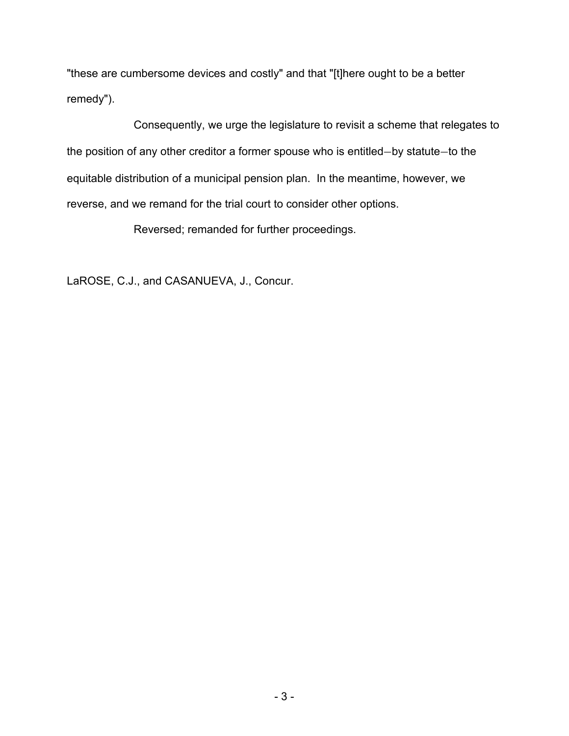"these are cumbersome devices and costly" and that "[t]here ought to be a better remedy").

Consequently, we urge the legislature to revisit a scheme that relegates to the position of any other creditor a former spouse who is entitled—by statute—to the equitable distribution of a municipal pension plan. In the meantime, however, we reverse, and we remand for the trial court to consider other options.

Reversed; remanded for further proceedings.

LaROSE, C.J., and CASANUEVA, J., Concur.